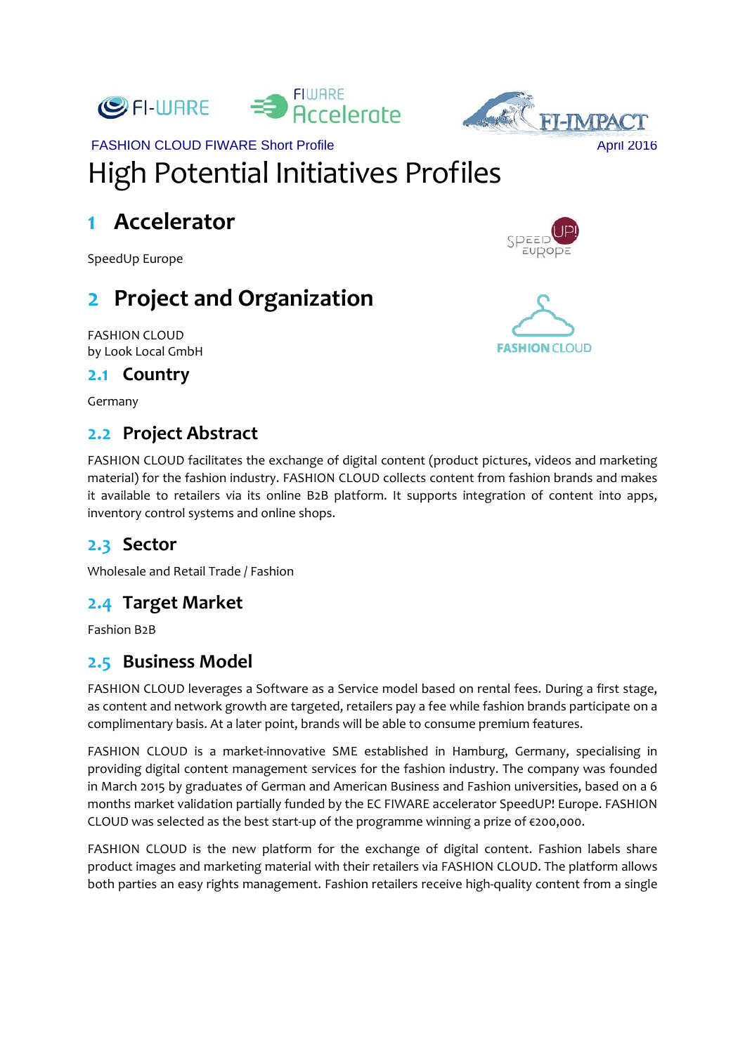FASHION CLOUD FIWARE Short Profile

April 2016

# High Potential Initiatives Profiles

## 1 Accelerator

SpeedUp Europe

## 2 Project and Organization

FASHION CLOUD
by Look Local GmbH

### 2.1 Country

Germany

### 2.2 Project Abstract

FASHION CLOUD facilitates the exchange of digital content (product pictures, videos and marketing material) for the fashion industry. FASHION CLOUD collects content from fashion brands and makes it available to retailers via its online B2B platform. It supports integration of content into apps, inventory control systems and online shops.

### 2.3 Sector

Wholesale and Retail Trade / Fashion

### 2.4 Target Market

Fashion B2B

### 2.5 Business Model

FASHION CLOUD leverages a Software as a Service model based on rental fees. During a first stage, as content and network growth are targeted, retailers pay a fee while fashion brands participate on a complimentary basis. At a later point, brands will be able to consume premium features.

FASHION CLOUD is a market-innovative SME established in Hamburg, Germany, specialising in providing digital content management services for the fashion industry. The company was founded in March 2015 by graduates of German and American Business and Fashion universities, based on a 6 months market validation partially funded by the EC FIWARE accelerator SpeedUP! Europe. FASHION CLOUD was selected as the best start-up of the programme winning a prize of €200,000.

FASHION CLOUD is the new platform for the exchange of digital content. Fashion labels share product images and marketing material with their retailers via FASHION CLOUD. The platform allows both parties an easy rights management. Fashion retailers receive high-quality content from a single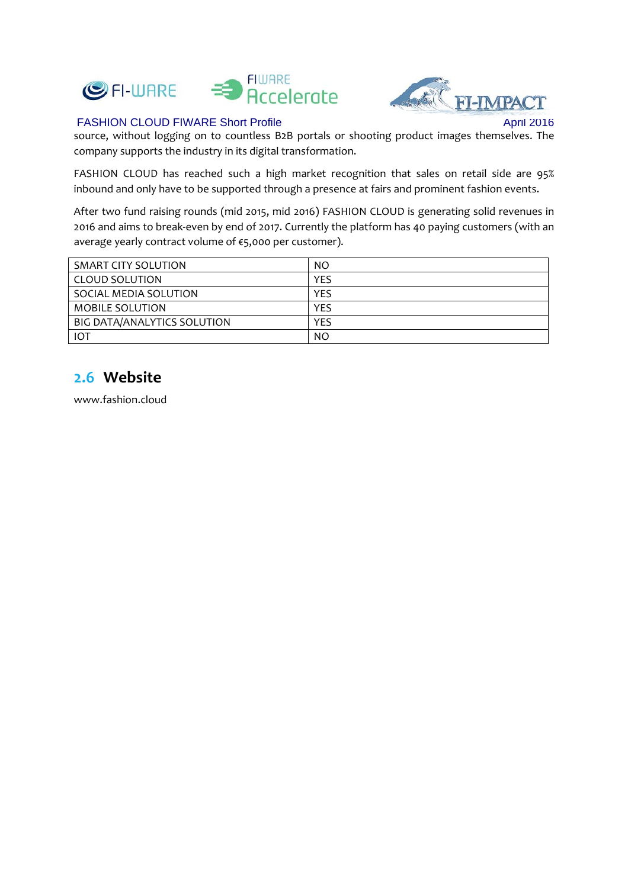source, without logging on to countless B2B portals or shooting product images themselves. The company supports the industry in its digital transformation.

FASHION CLOUD has reached such a high market recognition that sales on retail side are 95% inbound and only have to be supported through a presence at fairs and prominent fashion events.

After two fund raising rounds (mid 2015, mid 2016) FASHION CLOUD is generating solid revenues in 2016 and aims to break-even by end of 2017. Currently the platform has 40 paying customers (with an average yearly contract volume of €5,000 per customer).

| | |
|---|---|
| SMART CITY SOLUTION | NO |
| CLOUD SOLUTION | YES |
| SOCIAL MEDIA SOLUTION | YES |
| MOBILE SOLUTION | YES |
| BIG DATA/ANALYTICS SOLUTION | YES |
| IOT | NO |

## 2.6 Website

www.fashion.cloud